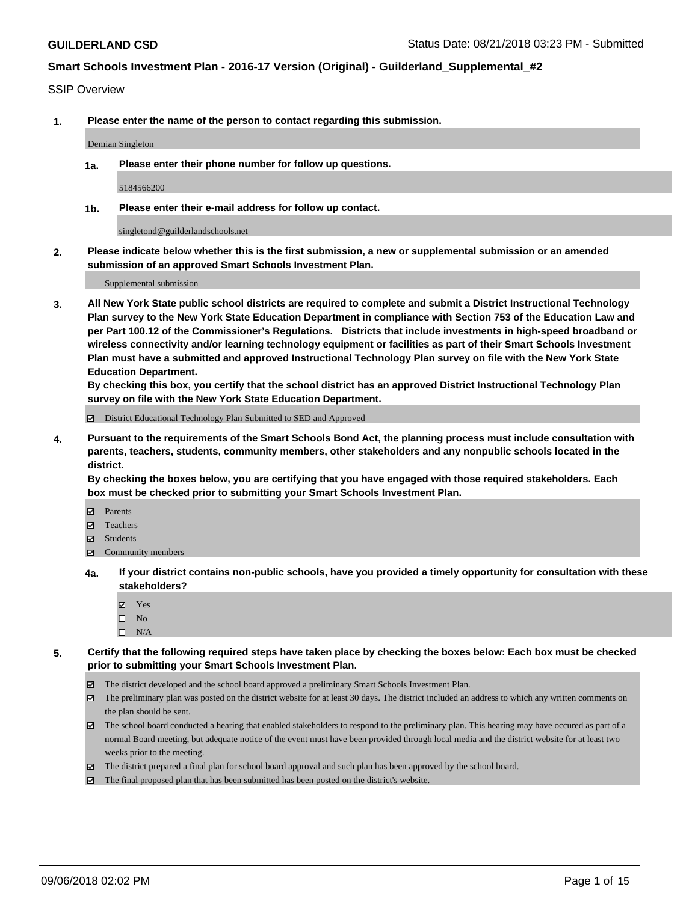**GUILDERLAND CSD**

Status Date: 08/21/2018 03:23 PM - Submitted

## Smart Schools Investment Plan - 2016-17 Version (Original) - Guilderland_Supplemental_#2

SSIP Overview

**1. Please enter the name of the person to contact regarding this submission.**

Demian Singleton

**1a. Please enter their phone number for follow up questions.**

5184566200

**1b. Please enter their e-mail address for follow up contact.**

singletond@guilderlandschools.net

**2. Please indicate below whether this is the first submission, a new or supplemental submission or an amended submission of an approved Smart Schools Investment Plan.**

Supplemental submission

**3. All New York State public school districts are required to complete and submit a District Instructional Technology Plan survey to the New York State Education Department in compliance with Section 753 of the Education Law and per Part 100.12 of the Commissioner's Regulations. Districts that include investments in high-speed broadband or wireless connectivity and/or learning technology equipment or facilities as part of their Smart Schools Investment Plan must have a submitted and approved Instructional Technology Plan survey on file with the New York State Education Department.**
**By checking this box, you certify that the school district has an approved District Instructional Technology Plan survey on file with the New York State Education Department.**

- [x] District Educational Technology Plan Submitted to SED and Approved

**4. Pursuant to the requirements of the Smart Schools Bond Act, the planning process must include consultation with parents, teachers, students, community members, other stakeholders and any nonpublic schools located in the district.**
**By checking the boxes below, you are certifying that you have engaged with those required stakeholders. Each box must be checked prior to submitting your Smart Schools Investment Plan.**

- [x] Parents
- [x] Teachers
- [x] Students
- [x] Community members

**4a. If your district contains non-public schools, have you provided a timely opportunity for consultation with these stakeholders?**

- [x] Yes
- [ ] No
- [ ] N/A

**5. Certify that the following required steps have taken place by checking the boxes below: Each box must be checked prior to submitting your Smart Schools Investment Plan.**

- [x] The district developed and the school board approved a preliminary Smart Schools Investment Plan.
- [x] The preliminary plan was posted on the district website for at least 30 days. The district included an address to which any written comments on the plan should be sent.
- [x] The school board conducted a hearing that enabled stakeholders to respond to the preliminary plan. This hearing may have occured as part of a normal Board meeting, but adequate notice of the event must have been provided through local media and the district website for at least two weeks prior to the meeting.
- [x] The district prepared a final plan for school board approval and such plan has been approved by the school board.
- [x] The final proposed plan that has been submitted has been posted on the district's website.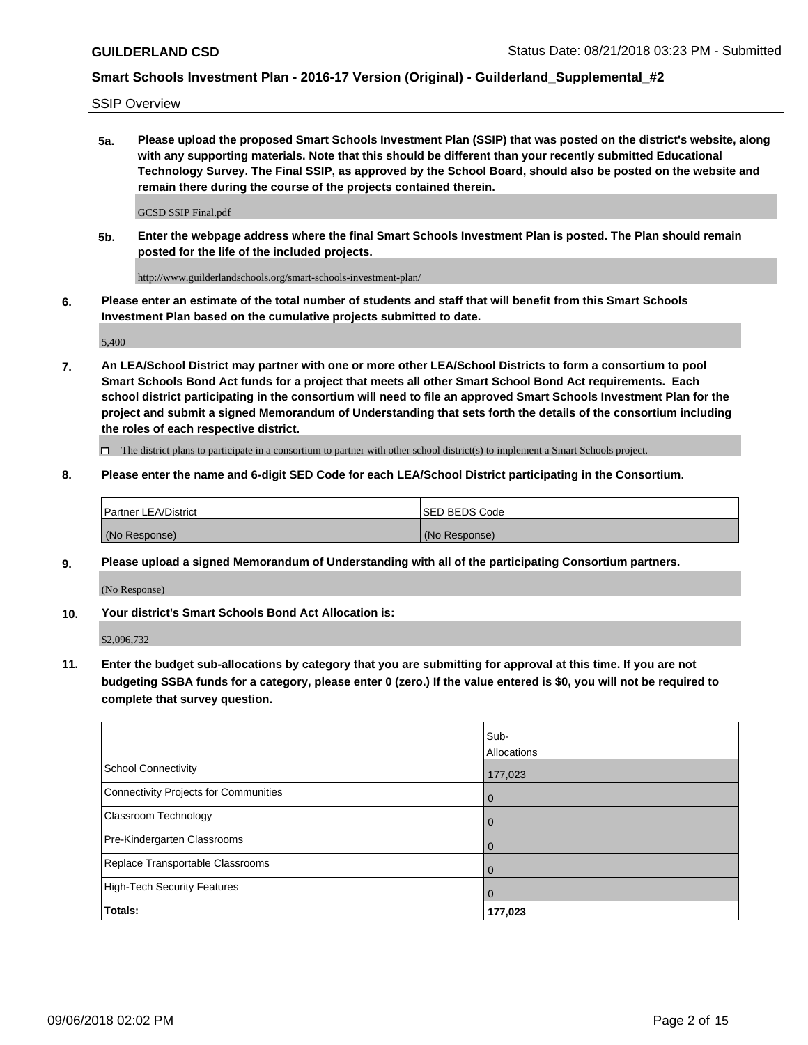SSIP Overview

**5a. Please upload the proposed Smart Schools Investment Plan (SSIP) that was posted on the district's website, along with any supporting materials. Note that this should be different than your recently submitted Educational Technology Survey. The Final SSIP, as approved by the School Board, should also be posted on the website and remain there during the course of the projects contained therein.**

GCSD SSIP Final.pdf

**5b. Enter the webpage address where the final Smart Schools Investment Plan is posted. The Plan should remain posted for the life of the included projects.**

http://www.guilderlandschools.org/smart-schools-investment-plan/

**6. Please enter an estimate of the total number of students and staff that will benefit from this Smart Schools Investment Plan based on the cumulative projects submitted to date.**

5,400

**7. An LEA/School District may partner with one or more other LEA/School Districts to form a consortium to pool Smart Schools Bond Act funds for a project that meets all other Smart School Bond Act requirements. Each school district participating in the consortium will need to file an approved Smart Schools Investment Plan for the project and submit a signed Memorandum of Understanding that sets forth the details of the consortium including the roles of each respective district.**

☐ The district plans to participate in a consortium to partner with other school district(s) to implement a Smart Schools project.

**8. Please enter the name and 6-digit SED Code for each LEA/School District participating in the Consortium.**

| Partner LEA/District | SED BEDS Code |
|---|---|
| (No Response) | (No Response) |

**9. Please upload a signed Memorandum of Understanding with all of the participating Consortium partners.**

(No Response)

**10. Your district's Smart Schools Bond Act Allocation is:**

$2,096,732

**11. Enter the budget sub-allocations by category that you are submitting for approval at this time. If you are not budgeting SSBA funds for a category, please enter 0 (zero.) If the value entered is $0, you will not be required to complete that survey question.**

| | Sub-Allocations |
|---|---|
| School Connectivity | 177,023 |
| Connectivity Projects for Communities | 0 |
| Classroom Technology | 0 |
| Pre-Kindergarten Classrooms | 0 |
| Replace Transportable Classrooms | 0 |
| High-Tech Security Features | 0 |
| **Totals:** | **177,023** |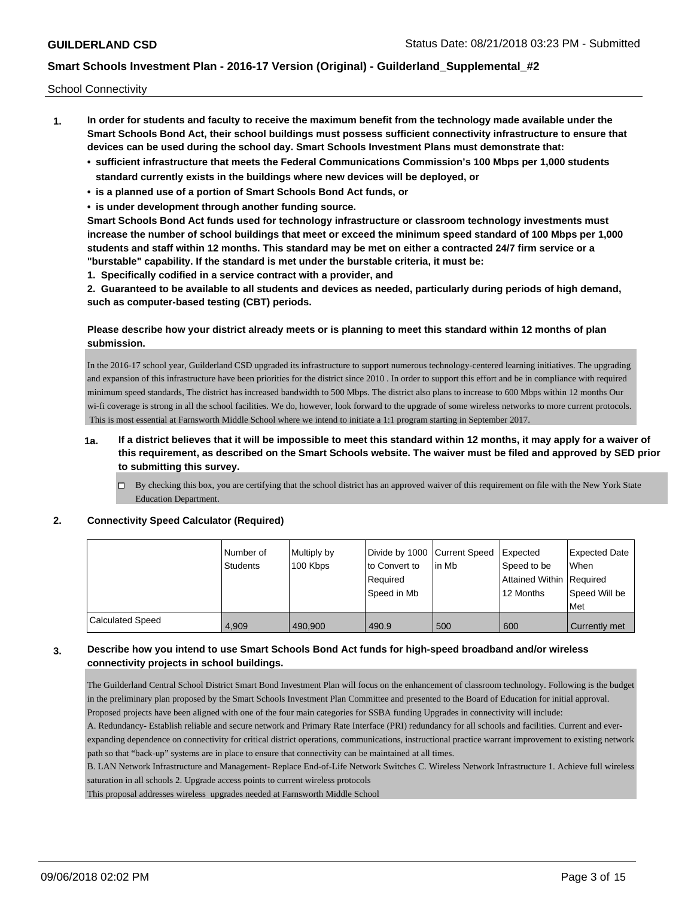School Connectivity

1. **In order for students and faculty to receive the maximum benefit from the technology made available under the Smart Schools Bond Act, their school buildings must possess sufficient connectivity infrastructure to ensure that devices can be used during the school day. Smart Schools Investment Plans must demonstrate that:**
   - **sufficient infrastructure that meets the Federal Communications Commission's 100 Mbps per 1,000 students standard currently exists in the buildings where new devices will be deployed, or**
   - **is a planned use of a portion of Smart Schools Bond Act funds, or**
   - **is under development through another funding source.**

   **Smart Schools Bond Act funds used for technology infrastructure or classroom technology investments must increase the number of school buildings that meet or exceed the minimum speed standard of 100 Mbps per 1,000 students and staff within 12 months. This standard may be met on either a contracted 24/7 firm service or a "burstable" capability. If the standard is met under the burstable criteria, it must be:**

   **1. Specifically codified in a service contract with a provider, and**

   **2. Guaranteed to be available to all students and devices as needed, particularly during periods of high demand, such as computer-based testing (CBT) periods.**

   **Please describe how your district already meets or is planning to meet this standard within 12 months of plan submission.**

   In the 2016-17 school year, Guilderland CSD upgraded its infrastructure to support numerous technology-centered learning initiatives. The upgrading and expansion of this infrastructure have been priorities for the district since 2010 . In order to support this effort and be in compliance with required minimum speed standards, The district has increased bandwidth to 500 Mbps. The district also plans to increase to 600 Mbps within 12 months Our wi-fi coverage is strong in all the school facilities. We do, however, look forward to the upgrade of some wireless networks to more current protocols. This is most essential at Farnsworth Middle School where we intend to initiate a 1:1 program starting in September 2017.

   1a. **If a district believes that it will be impossible to meet this standard within 12 months, it may apply for a waiver of this requirement, as described on the Smart Schools website. The waiver must be filed and approved by SED prior to submitting this survey.**

   ☐ By checking this box, you are certifying that the school district has an approved waiver of this requirement on file with the New York State Education Department.

2. **Connectivity Speed Calculator (Required)**

| | Number of Students | Multiply by 100 Kbps | Divide by 1000 to Convert to Required Speed in Mb | Current Speed in Mb | Expected Speed to be Attained Within 12 Months | Expected Date When Required Speed Will be Met |
|---|---|---|---|---|---|---|
| Calculated Speed | 4,909 | 490,900 | 490.9 | 500 | 600 | Currently met |

3. **Describe how you intend to use Smart Schools Bond Act funds for high-speed broadband and/or wireless connectivity projects in school buildings.**

   The Guilderland Central School District Smart Bond Investment Plan will focus on the enhancement of classroom technology. Following is the budget in the preliminary plan proposed by the Smart Schools Investment Plan Committee and presented to the Board of Education for initial approval. Proposed projects have been aligned with one of the four main categories for SSBA funding Upgrades in connectivity will include:

   A. Redundancy- Establish reliable and secure network and Primary Rate Interface (PRI) redundancy for all schools and facilities. Current and ever-expanding dependence on connectivity for critical district operations, communications, instructional practice warrant improvement to existing network path so that "back-up" systems are in place to ensure that connectivity can be maintained at all times.

   B. LAN Network Infrastructure and Management- Replace End-of-Life Network Switches C. Wireless Network Infrastructure 1. Achieve full wireless saturation in all schools 2. Upgrade access points to current wireless protocols

   This proposal addresses wireless upgrades needed at Farnsworth Middle School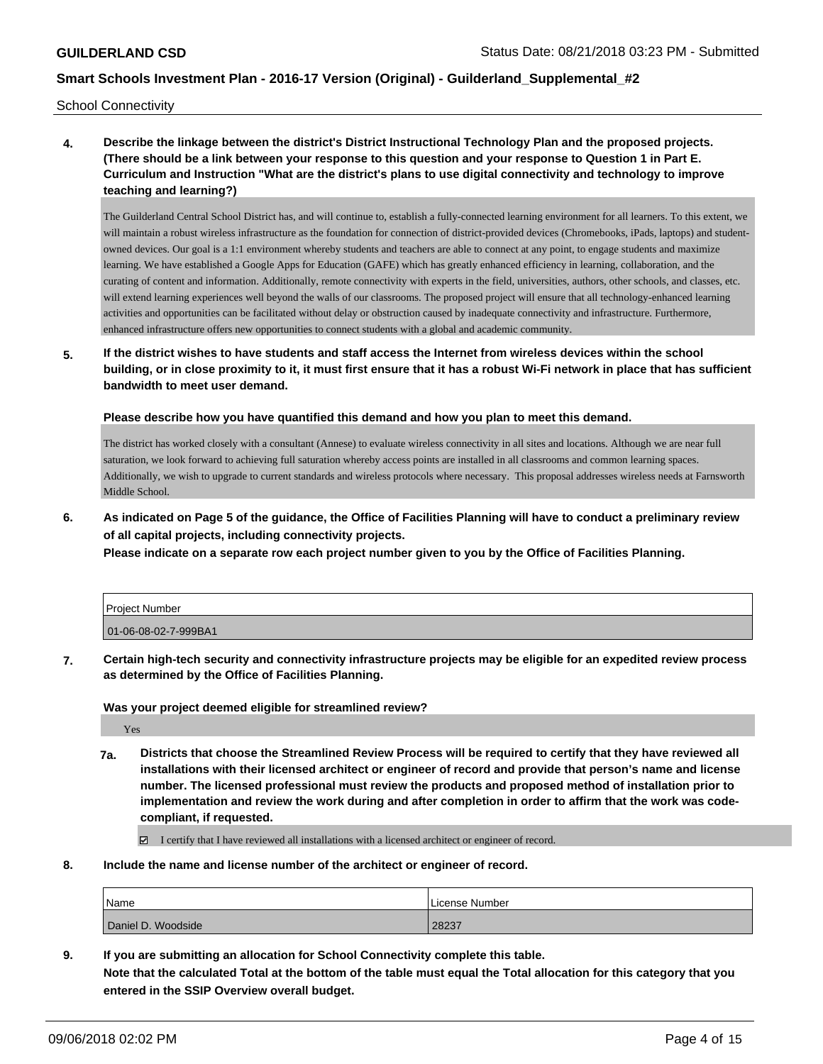School Connectivity

**4. Describe the linkage between the district's District Instructional Technology Plan and the proposed projects. (There should be a link between your response to this question and your response to Question 1 in Part E. Curriculum and Instruction "What are the district's plans to use digital connectivity and technology to improve teaching and learning?)**

The Guilderland Central School District has, and will continue to, establish a fully-connected learning environment for all learners. To this extent, we will maintain a robust wireless infrastructure as the foundation for connection of district-provided devices (Chromebooks, iPads, laptops) and student-owned devices. Our goal is a 1:1 environment whereby students and teachers are able to connect at any point, to engage students and maximize learning. We have established a Google Apps for Education (GAFE) which has greatly enhanced efficiency in learning, collaboration, and the curating of content and information. Additionally, remote connectivity with experts in the field, universities, authors, other schools, and classes, etc. will extend learning experiences well beyond the walls of our classrooms. The proposed project will ensure that all technology-enhanced learning activities and opportunities can be facilitated without delay or obstruction caused by inadequate connectivity and infrastructure. Furthermore, enhanced infrastructure offers new opportunities to connect students with a global and academic community.

**5. If the district wishes to have students and staff access the Internet from wireless devices within the school building, or in close proximity to it, it must first ensure that it has a robust Wi-Fi network in place that has sufficient bandwidth to meet user demand.**

**Please describe how you have quantified this demand and how you plan to meet this demand.**

The district has worked closely with a consultant (Annese) to evaluate wireless connectivity in all sites and locations. Although we are near full saturation, we look forward to achieving full saturation whereby access points are installed in all classrooms and common learning spaces. Additionally, we wish to upgrade to current standards and wireless protocols where necessary. This proposal addresses wireless needs at Farnsworth Middle School.

**6. As indicated on Page 5 of the guidance, the Office of Facilities Planning will have to conduct a preliminary review of all capital projects, including connectivity projects.**
**Please indicate on a separate row each project number given to you by the Office of Facilities Planning.**

| Project Number |
|---|
| 01-06-08-02-7-999BA1 |

**7. Certain high-tech security and connectivity infrastructure projects may be eligible for an expedited review process as determined by the Office of Facilities Planning.**

**Was your project deemed eligible for streamlined review?**

Yes

**7a. Districts that choose the Streamlined Review Process will be required to certify that they have reviewed all installations with their licensed architect or engineer of record and provide that person's name and license number. The licensed professional must review the products and proposed method of installation prior to implementation and review the work during and after completion in order to affirm that the work was code-compliant, if requested.**

☑ I certify that I have reviewed all installations with a licensed architect or engineer of record.

**8. Include the name and license number of the architect or engineer of record.**

| Name | License Number |
|---|---|
| Daniel D. Woodside | 28237 |

**9. If you are submitting an allocation for School Connectivity complete this table.**
**Note that the calculated Total at the bottom of the table must equal the Total allocation for this category that you entered in the SSIP Overview overall budget.**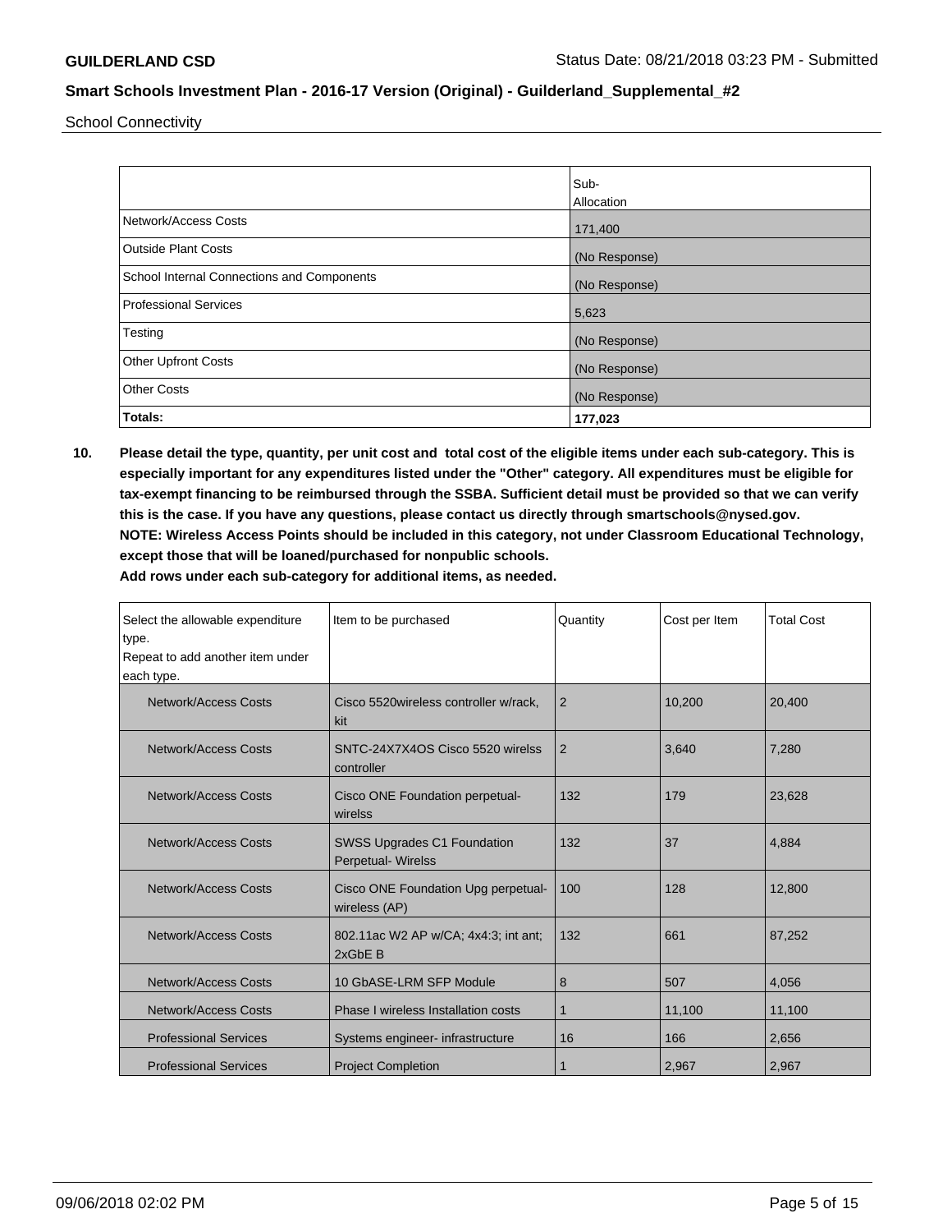School Connectivity

| | Sub-Allocation |
|---|---|
| Network/Access Costs | 171,400 |
| Outside Plant Costs | (No Response) |
| School Internal Connections and Components | (No Response) |
| Professional Services | 5,623 |
| Testing | (No Response) |
| Other Upfront Costs | (No Response) |
| Other Costs | (No Response) |
| **Totals:** | **177,023** |

**10. Please detail the type, quantity, per unit cost and total cost of the eligible items under each sub-category. This is especially important for any expenditures listed under the "Other" category. All expenditures must be eligible for tax-exempt financing to be reimbursed through the SSBA. Sufficient detail must be provided so that we can verify this is the case. If you have any questions, please contact us directly through smartschools@nysed.gov.**
**NOTE: Wireless Access Points should be included in this category, not under Classroom Educational Technology, except those that will be loaned/purchased for nonpublic schools.**
**Add rows under each sub-category for additional items, as needed.**

| Select the allowable expenditure type. Repeat to add another item under each type. | Item to be purchased | Quantity | Cost per Item | Total Cost |
|---|---|---|---|---|
| Network/Access Costs | Cisco 5520wireless controller w/rack, kit | 2 | 10,200 | 20,400 |
| Network/Access Costs | SNTC-24X7X4OS Cisco 5520 wirelss controller | 2 | 3,640 | 7,280 |
| Network/Access Costs | Cisco ONE Foundation perpetual-wirelss | 132 | 179 | 23,628 |
| Network/Access Costs | SWSS Upgrades C1 Foundation Perpetual- Wirelss | 132 | 37 | 4,884 |
| Network/Access Costs | Cisco ONE Foundation Upg perpetual-wireless (AP) | 100 | 128 | 12,800 |
| Network/Access Costs | 802.11ac W2 AP w/CA; 4x4:3; int ant; 2xGbE B | 132 | 661 | 87,252 |
| Network/Access Costs | 10 GbASE-LRM SFP Module | 8 | 507 | 4,056 |
| Network/Access Costs | Phase I wireless Installation costs | 1 | 11,100 | 11,100 |
| Professional Services | Systems engineer- infrastructure | 16 | 166 | 2,656 |
| Professional Services | Project Completion | 1 | 2,967 | 2,967 |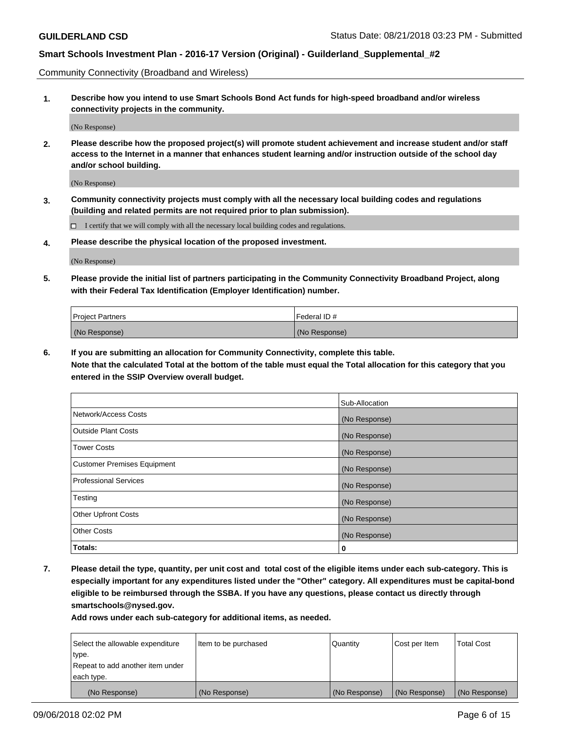Community Connectivity (Broadband and Wireless)

**1. Describe how you intend to use Smart Schools Bond Act funds for high-speed broadband and/or wireless connectivity projects in the community.**

(No Response)

**2. Please describe how the proposed project(s) will promote student achievement and increase student and/or staff access to the Internet in a manner that enhances student learning and/or instruction outside of the school day and/or school building.**

(No Response)

**3. Community connectivity projects must comply with all the necessary local building codes and regulations (building and related permits are not required prior to plan submission).**

☐ I certify that we will comply with all the necessary local building codes and regulations.

**4. Please describe the physical location of the proposed investment.**

(No Response)

**5. Please provide the initial list of partners participating in the Community Connectivity Broadband Project, along with their Federal Tax Identification (Employer Identification) number.**

| Project Partners | Federal ID # |
|---|---|
| (No Response) | (No Response) |

**6. If you are submitting an allocation for Community Connectivity, complete this table.**
**Note that the calculated Total at the bottom of the table must equal the Total allocation for this category that you entered in the SSIP Overview overall budget.**

| | Sub-Allocation |
|---|---|
| Network/Access Costs | (No Response) |
| Outside Plant Costs | (No Response) |
| Tower Costs | (No Response) |
| Customer Premises Equipment | (No Response) |
| Professional Services | (No Response) |
| Testing | (No Response) |
| Other Upfront Costs | (No Response) |
| Other Costs | (No Response) |
| **Totals:** | **0** |

**7. Please detail the type, quantity, per unit cost and total cost of the eligible items under each sub-category. This is especially important for any expenditures listed under the "Other" category. All expenditures must be capital-bond eligible to be reimbursed through the SSBA. If you have any questions, please contact us directly through smartschools@nysed.gov.**
**Add rows under each sub-category for additional items, as needed.**

| Select the allowable expenditure type. Repeat to add another item under each type. | Item to be purchased | Quantity | Cost per Item | Total Cost |
|---|---|---|---|---|
| (No Response) | (No Response) | (No Response) | (No Response) | (No Response) |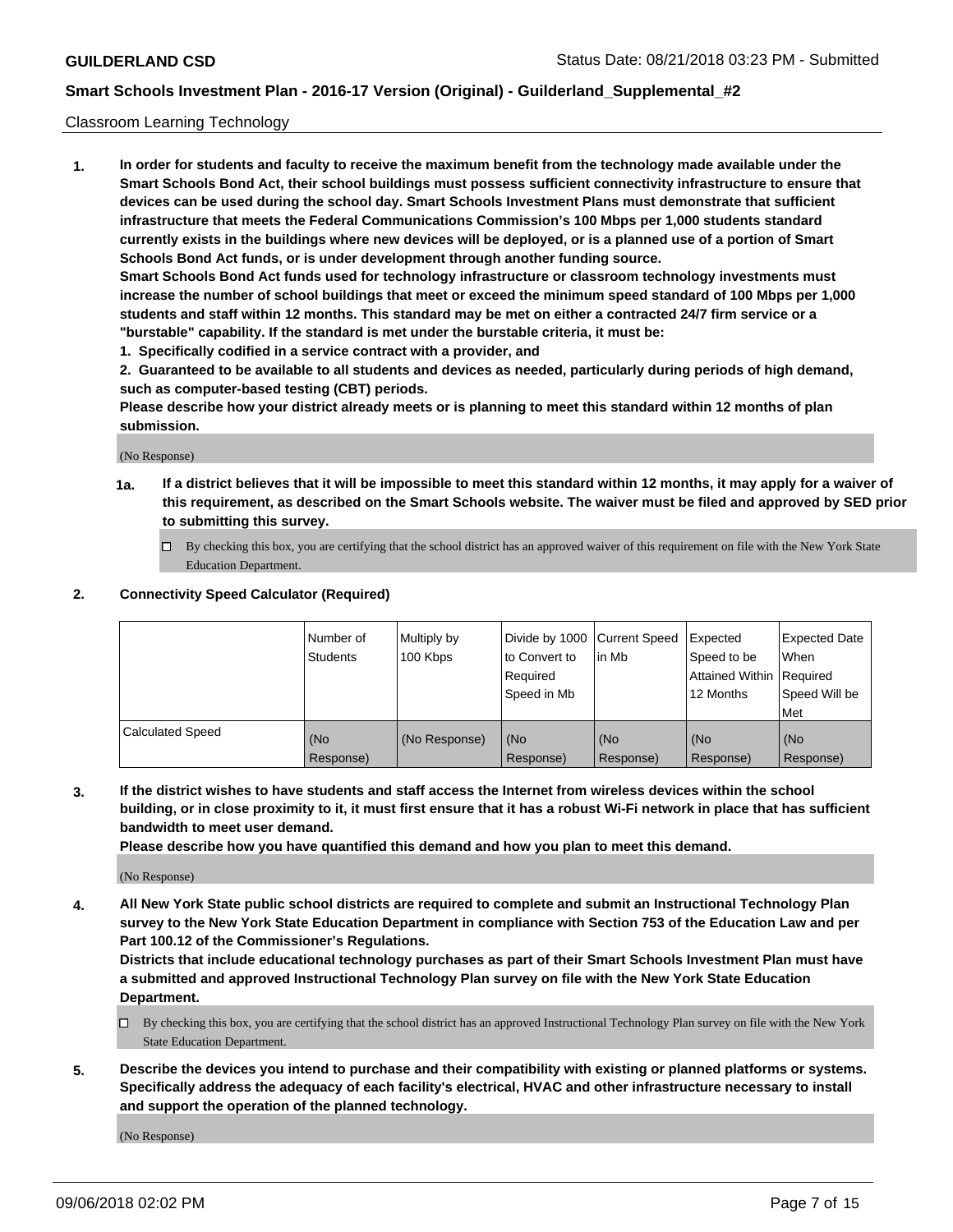Classroom Learning Technology

1. **In order for students and faculty to receive the maximum benefit from the technology made available under the Smart Schools Bond Act, their school buildings must possess sufficient connectivity infrastructure to ensure that devices can be used during the school day. Smart Schools Investment Plans must demonstrate that sufficient infrastructure that meets the Federal Communications Commission's 100 Mbps per 1,000 students standard currently exists in the buildings where new devices will be deployed, or is a planned use of a portion of Smart Schools Bond Act funds, or is under development through another funding source.**

   **Smart Schools Bond Act funds used for technology infrastructure or classroom technology investments must increase the number of school buildings that meet or exceed the minimum speed standard of 100 Mbps per 1,000 students and staff within 12 months. This standard may be met on either a contracted 24/7 firm service or a "burstable" capability. If the standard is met under the burstable criteria, it must be:**

   **1. Specifically codified in a service contract with a provider, and**

   **2. Guaranteed to be available to all students and devices as needed, particularly during periods of high demand, such as computer-based testing (CBT) periods.**

   **Please describe how your district already meets or is planning to meet this standard within 12 months of plan submission.**

   (No Response)

   **1a. If a district believes that it will be impossible to meet this standard within 12 months, it may apply for a waiver of this requirement, as described on the Smart Schools website. The waiver must be filed and approved by SED prior to submitting this survey.**

   ☐ By checking this box, you are certifying that the school district has an approved waiver of this requirement on file with the New York State Education Department.

2. **Connectivity Speed Calculator (Required)**

|  | Number of Students | Multiply by 100 Kbps | Divide by 1000 to Convert to Required Speed in Mb | Current Speed in Mb | Expected Speed to be Attained Within 12 Months | Expected Date When Required Speed Will be Met |
|---|---|---|---|---|---|---|
| Calculated Speed | (No Response) | (No Response) | (No Response) | (No Response) | (No Response) | (No Response) |

3. **If the district wishes to have students and staff access the Internet from wireless devices within the school building, or in close proximity to it, it must first ensure that it has a robust Wi-Fi network in place that has sufficient bandwidth to meet user demand.**

   **Please describe how you have quantified this demand and how you plan to meet this demand.**

   (No Response)

4. **All New York State public school districts are required to complete and submit an Instructional Technology Plan survey to the New York State Education Department in compliance with Section 753 of the Education Law and per Part 100.12 of the Commissioner's Regulations.**

   **Districts that include educational technology purchases as part of their Smart Schools Investment Plan must have a submitted and approved Instructional Technology Plan survey on file with the New York State Education Department.**

   ☐ By checking this box, you are certifying that the school district has an approved Instructional Technology Plan survey on file with the New York State Education Department.

5. **Describe the devices you intend to purchase and their compatibility with existing or planned platforms or systems. Specifically address the adequacy of each facility's electrical, HVAC and other infrastructure necessary to install and support the operation of the planned technology.**

   (No Response)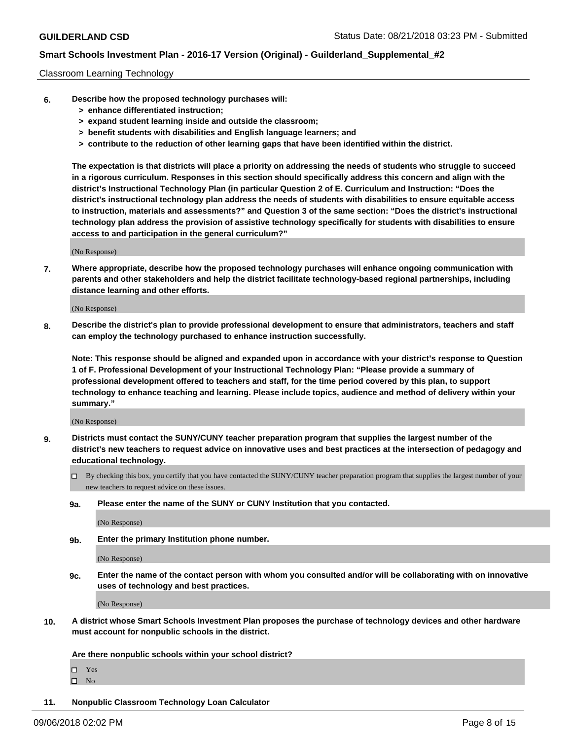Classroom Learning Technology

**6. Describe how the proposed technology purchases will:**

- **> enhance differentiated instruction;**
- **> expand student learning inside and outside the classroom;**
- **> benefit students with disabilities and English language learners; and**
- **> contribute to the reduction of other learning gaps that have been identified within the district.**

**The expectation is that districts will place a priority on addressing the needs of students who struggle to succeed in a rigorous curriculum. Responses in this section should specifically address this concern and align with the district's Instructional Technology Plan (in particular Question 2 of E. Curriculum and Instruction: "Does the district's instructional technology plan address the needs of students with disabilities to ensure equitable access to instruction, materials and assessments?" and Question 3 of the same section: "Does the district's instructional technology plan address the provision of assistive technology specifically for students with disabilities to ensure access to and participation in the general curriculum?"**

(No Response)

**7. Where appropriate, describe how the proposed technology purchases will enhance ongoing communication with parents and other stakeholders and help the district facilitate technology-based regional partnerships, including distance learning and other efforts.**

(No Response)

**8. Describe the district's plan to provide professional development to ensure that administrators, teachers and staff can employ the technology purchased to enhance instruction successfully.**

**Note: This response should be aligned and expanded upon in accordance with your district's response to Question 1 of F. Professional Development of your Instructional Technology Plan: "Please provide a summary of professional development offered to teachers and staff, for the time period covered by this plan, to support technology to enhance teaching and learning. Please include topics, audience and method of delivery within your summary."**

(No Response)

**9. Districts must contact the SUNY/CUNY teacher preparation program that supplies the largest number of the district's new teachers to request advice on innovative uses and best practices at the intersection of pedagogy and educational technology.**

☐ By checking this box, you certify that you have contacted the SUNY/CUNY teacher preparation program that supplies the largest number of your new teachers to request advice on these issues.

**9a. Please enter the name of the SUNY or CUNY Institution that you contacted.**

(No Response)

**9b. Enter the primary Institution phone number.**

(No Response)

**9c. Enter the name of the contact person with whom you consulted and/or will be collaborating with on innovative uses of technology and best practices.**

(No Response)

**10. A district whose Smart Schools Investment Plan proposes the purchase of technology devices and other hardware must account for nonpublic schools in the district.**

**Are there nonpublic schools within your school district?**

☐ Yes
☐ No

**11. Nonpublic Classroom Technology Loan Calculator**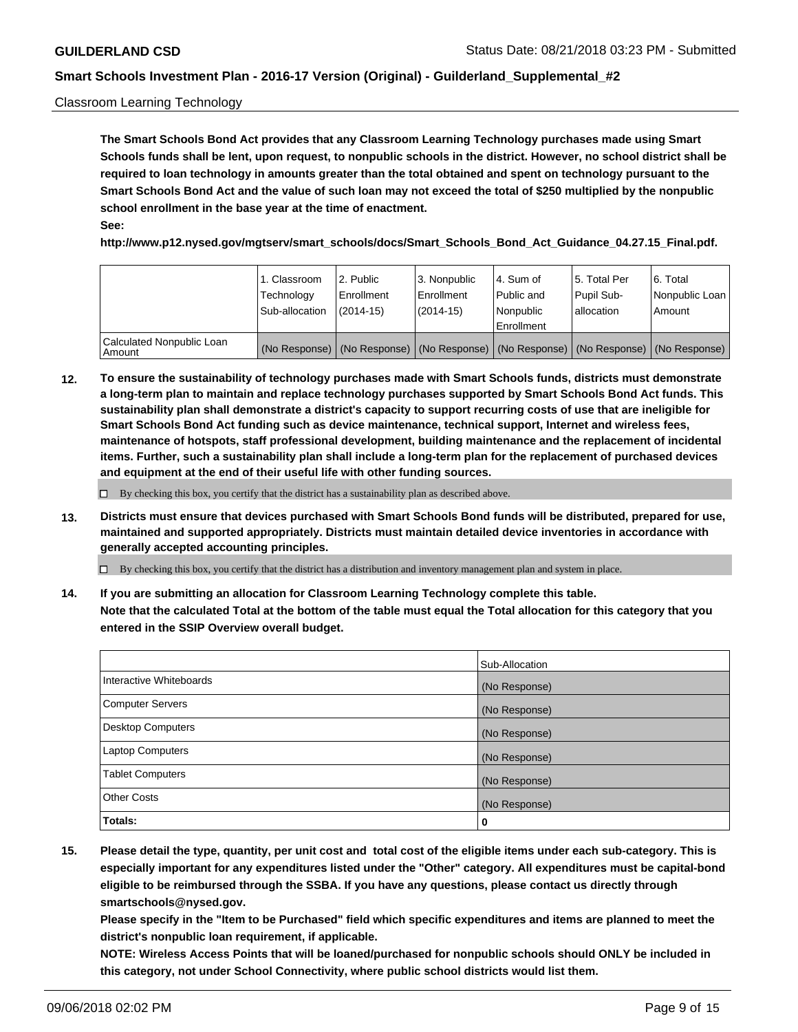Classroom Learning Technology

**The Smart Schools Bond Act provides that any Classroom Learning Technology purchases made using Smart Schools funds shall be lent, upon request, to nonpublic schools in the district. However, no school district shall be required to loan technology in amounts greater than the total obtained and spent on technology pursuant to the Smart Schools Bond Act and the value of such loan may not exceed the total of $250 multiplied by the nonpublic school enrollment in the base year at the time of enactment.**

**See:**

**http://www.p12.nysed.gov/mgtserv/smart_schools/docs/Smart_Schools_Bond_Act_Guidance_04.27.15_Final.pdf.**

| | 1. Classroom Technology Sub-allocation | 2. Public Enrollment (2014-15) | 3. Nonpublic Enrollment (2014-15) | 4. Sum of Public and Nonpublic Enrollment | 5. Total Per Pupil Sub-allocation | 6. Total Nonpublic Loan Amount |
|---|---|---|---|---|---|---|
| Calculated Nonpublic Loan Amount | (No Response) | (No Response) | (No Response) | (No Response) | (No Response) | (No Response) |

**12. To ensure the sustainability of technology purchases made with Smart Schools funds, districts must demonstrate a long-term plan to maintain and replace technology purchases supported by Smart Schools Bond Act funds. This sustainability plan shall demonstrate a district's capacity to support recurring costs of use that are ineligible for Smart Schools Bond Act funding such as device maintenance, technical support, Internet and wireless fees, maintenance of hotspots, staff professional development, building maintenance and the replacement of incidental items. Further, such a sustainability plan shall include a long-term plan for the replacement of purchased devices and equipment at the end of their useful life with other funding sources.**

☐ By checking this box, you certify that the district has a sustainability plan as described above.

**13. Districts must ensure that devices purchased with Smart Schools Bond funds will be distributed, prepared for use, maintained and supported appropriately. Districts must maintain detailed device inventories in accordance with generally accepted accounting principles.**

☐ By checking this box, you certify that the district has a distribution and inventory management plan and system in place.

**14. If you are submitting an allocation for Classroom Learning Technology complete this table. Note that the calculated Total at the bottom of the table must equal the Total allocation for this category that you entered in the SSIP Overview overall budget.**

| | Sub-Allocation |
|---|---|
| Interactive Whiteboards | (No Response) |
| Computer Servers | (No Response) |
| Desktop Computers | (No Response) |
| Laptop Computers | (No Response) |
| Tablet Computers | (No Response) |
| Other Costs | (No Response) |
| **Totals:** | **0** |

**15. Please detail the type, quantity, per unit cost and total cost of the eligible items under each sub-category. This is especially important for any expenditures listed under the "Other" category. All expenditures must be capital-bond eligible to be reimbursed through the SSBA. If you have any questions, please contact us directly through smartschools@nysed.gov.**

**Please specify in the "Item to be Purchased" field which specific expenditures and items are planned to meet the district's nonpublic loan requirement, if applicable.**

**NOTE: Wireless Access Points that will be loaned/purchased for nonpublic schools should ONLY be included in this category, not under School Connectivity, where public school districts would list them.**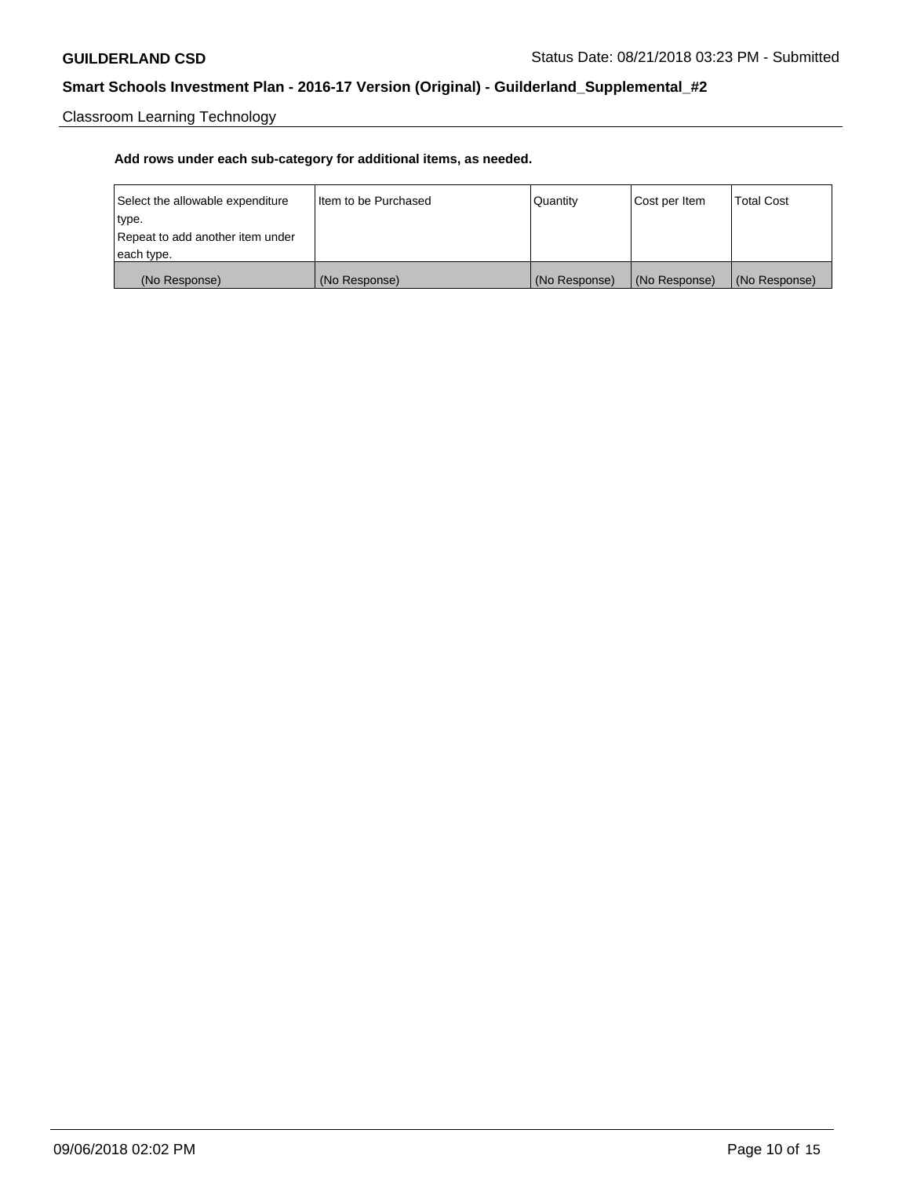Classroom Learning Technology

**Add rows under each sub-category for additional items, as needed.**

| Select the allowable expenditure type. Repeat to add another item under each type. | Item to be Purchased | Quantity | Cost per Item | Total Cost |
|---|---|---|---|---|
| (No Response) | (No Response) | (No Response) | (No Response) | (No Response) |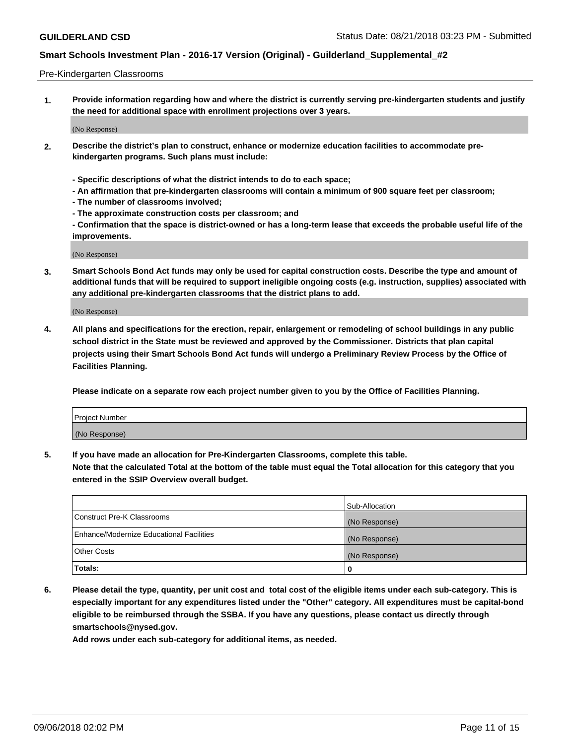Pre-Kindergarten Classrooms

1. **Provide information regarding how and where the district is currently serving pre-kindergarten students and justify the need for additional space with enrollment projections over 3 years.**

   (No Response)

2. **Describe the district's plan to construct, enhance or modernize education facilities to accommodate pre-kindergarten programs. Such plans must include:**

   **- Specific descriptions of what the district intends to do to each space;**
   **- An affirmation that pre-kindergarten classrooms will contain a minimum of 900 square feet per classroom;**
   **- The number of classrooms involved;**
   **- The approximate construction costs per classroom; and**
   **- Confirmation that the space is district-owned or has a long-term lease that exceeds the probable useful life of the improvements.**

   (No Response)

3. **Smart Schools Bond Act funds may only be used for capital construction costs. Describe the type and amount of additional funds that will be required to support ineligible ongoing costs (e.g. instruction, supplies) associated with any additional pre-kindergarten classrooms that the district plans to add.**

   (No Response)

4. **All plans and specifications for the erection, repair, enlargement or remodeling of school buildings in any public school district in the State must be reviewed and approved by the Commissioner. Districts that plan capital projects using their Smart Schools Bond Act funds will undergo a Preliminary Review Process by the Office of Facilities Planning.**

   **Please indicate on a separate row each project number given to you by the Office of Facilities Planning.**

| Project Number |
|---|
| (No Response) |

5. **If you have made an allocation for Pre-Kindergarten Classrooms, complete this table.**
   **Note that the calculated Total at the bottom of the table must equal the Total allocation for this category that you entered in the SSIP Overview overall budget.**

| | Sub-Allocation |
|---|---|
| Construct Pre-K Classrooms | (No Response) |
| Enhance/Modernize Educational Facilities | (No Response) |
| Other Costs | (No Response) |
| **Totals:** | **0** |

6. **Please detail the type, quantity, per unit cost and total cost of the eligible items under each sub-category. This is especially important for any expenditures listed under the "Other" category. All expenditures must be capital-bond eligible to be reimbursed through the SSBA. If you have any questions, please contact us directly through smartschools@nysed.gov.**
   **Add rows under each sub-category for additional items, as needed.**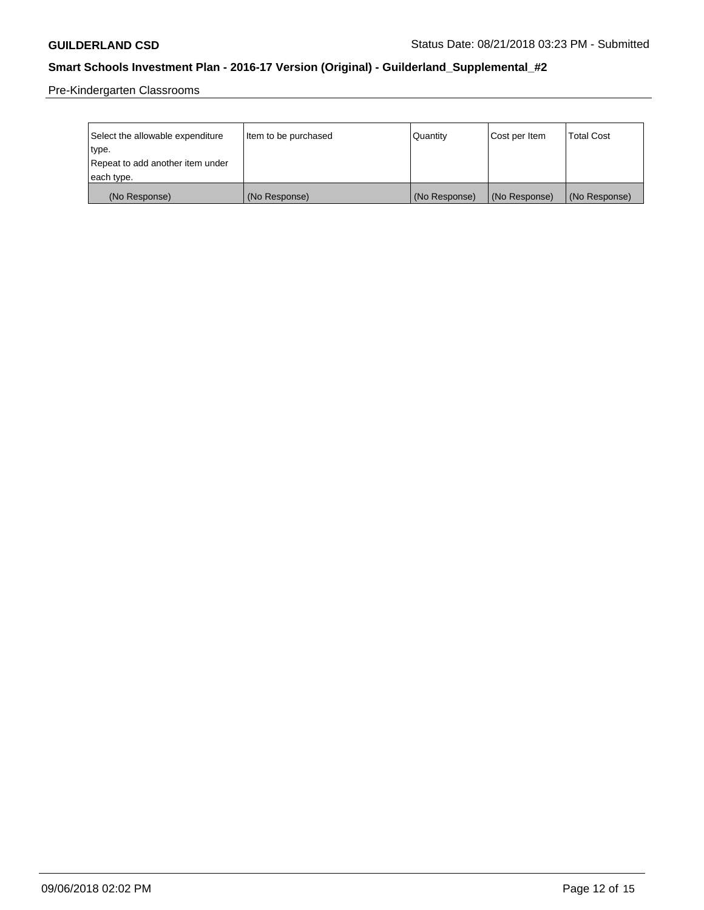Pre-Kindergarten Classrooms

| Select the allowable expenditure type. Repeat to add another item under each type. | Item to be purchased | Quantity | Cost per Item | Total Cost |
|---|---|---|---|---|
| (No Response) | (No Response) | (No Response) | (No Response) | (No Response) |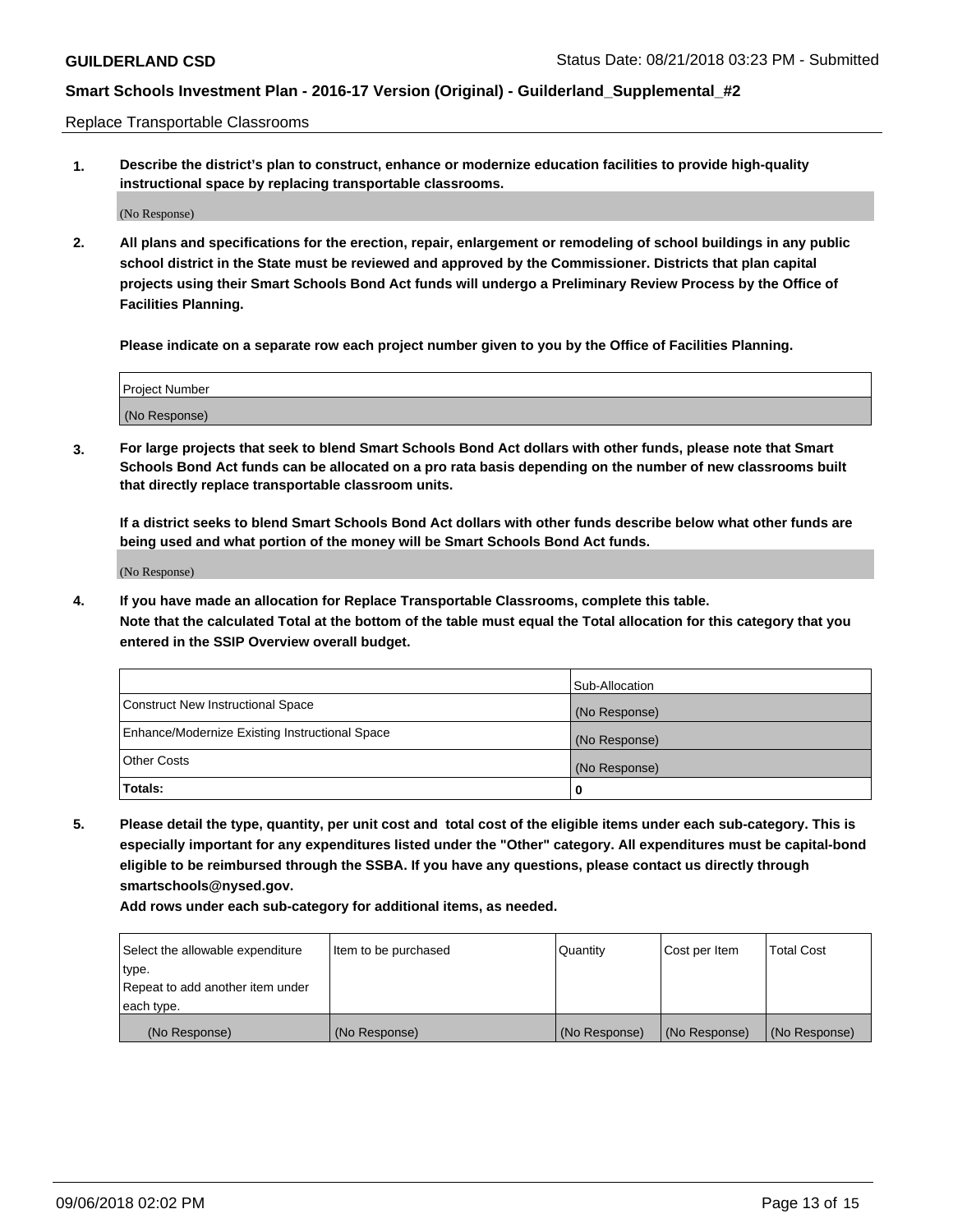Replace Transportable Classrooms

1. **Describe the district's plan to construct, enhance or modernize education facilities to provide high-quality instructional space by replacing transportable classrooms.**

(No Response)

2. **All plans and specifications for the erection, repair, enlargement or remodeling of school buildings in any public school district in the State must be reviewed and approved by the Commissioner. Districts that plan capital projects using their Smart Schools Bond Act funds will undergo a Preliminary Review Process by the Office of Facilities Planning.**

**Please indicate on a separate row each project number given to you by the Office of Facilities Planning.**

| Project Number |
|---|
| (No Response) |

3. **For large projects that seek to blend Smart Schools Bond Act dollars with other funds, please note that Smart Schools Bond Act funds can be allocated on a pro rata basis depending on the number of new classrooms built that directly replace transportable classroom units.**

**If a district seeks to blend Smart Schools Bond Act dollars with other funds describe below what other funds are being used and what portion of the money will be Smart Schools Bond Act funds.**

(No Response)

4. **If you have made an allocation for Replace Transportable Classrooms, complete this table.**
**Note that the calculated Total at the bottom of the table must equal the Total allocation for this category that you entered in the SSIP Overview overall budget.**

| | Sub-Allocation |
|---|---|
| Construct New Instructional Space | (No Response) |
| Enhance/Modernize Existing Instructional Space | (No Response) |
| Other Costs | (No Response) |
| **Totals:** | **0** |

5. **Please detail the type, quantity, per unit cost and total cost of the eligible items under each sub-category. This is especially important for any expenditures listed under the "Other" category. All expenditures must be capital-bond eligible to be reimbursed through the SSBA. If you have any questions, please contact us directly through smartschools@nysed.gov.**

**Add rows under each sub-category for additional items, as needed.**

| Select the allowable expenditure type. Repeat to add another item under each type. | Item to be purchased | Quantity | Cost per Item | Total Cost |
|---|---|---|---|---|
| (No Response) | (No Response) | (No Response) | (No Response) | (No Response) |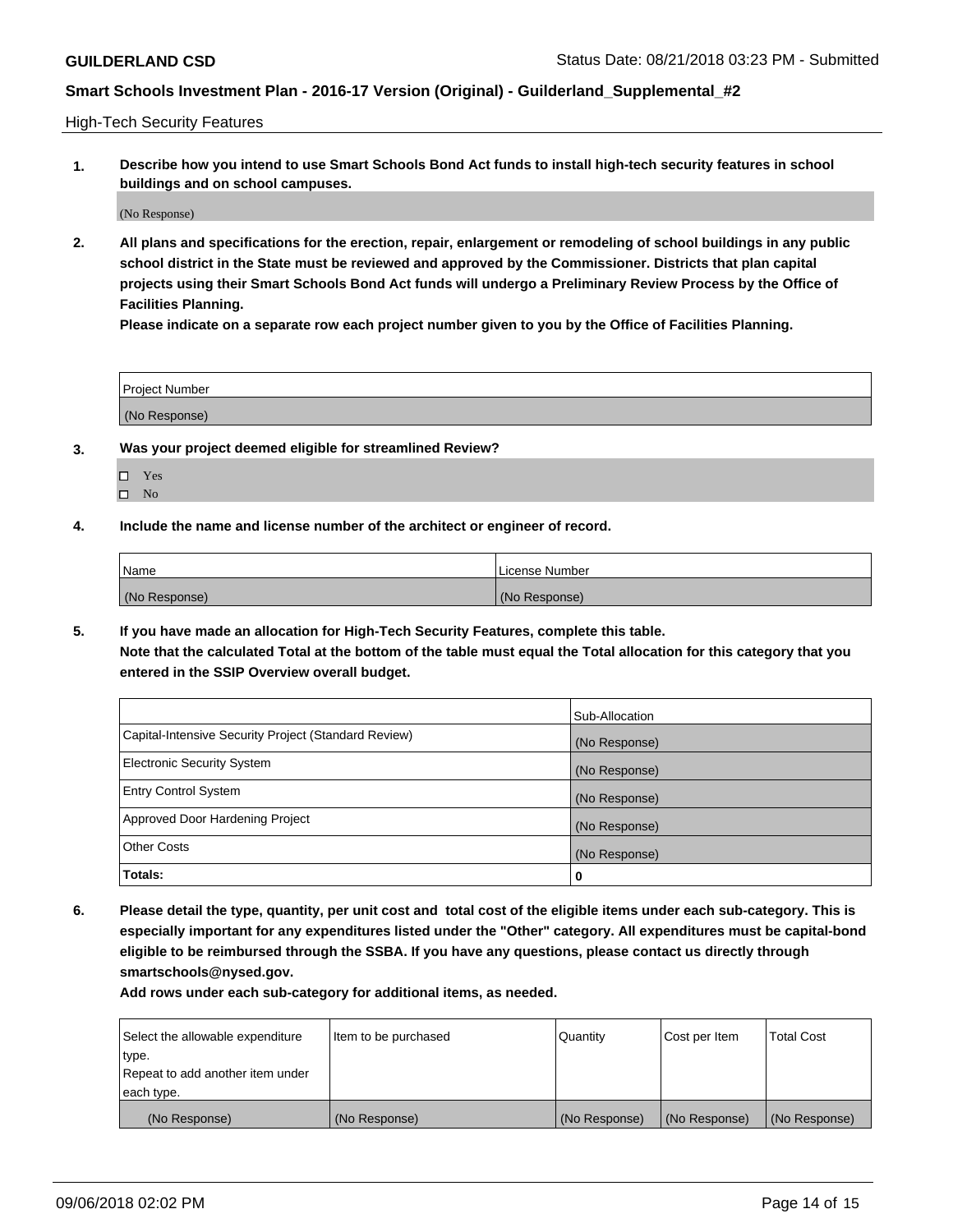High-Tech Security Features

**1. Describe how you intend to use Smart Schools Bond Act funds to install high-tech security features in school buildings and on school campuses.**

(No Response)

**2. All plans and specifications for the erection, repair, enlargement or remodeling of school buildings in any public school district in the State must be reviewed and approved by the Commissioner. Districts that plan capital projects using their Smart Schools Bond Act funds will undergo a Preliminary Review Process by the Office of Facilities Planning.**

**Please indicate on a separate row each project number given to you by the Office of Facilities Planning.**

| Project Number |
|---|
| (No Response) |

**3. Was your project deemed eligible for streamlined Review?**

- ☐ Yes
- ☐ No

**4. Include the name and license number of the architect or engineer of record.**

| Name | License Number |
|---|---|
| (No Response) | (No Response) |

**5. If you have made an allocation for High-Tech Security Features, complete this table.**
**Note that the calculated Total at the bottom of the table must equal the Total allocation for this category that you entered in the SSIP Overview overall budget.**

| | Sub-Allocation |
|---|---|
| Capital-Intensive Security Project (Standard Review) | (No Response) |
| Electronic Security System | (No Response) |
| Entry Control System | (No Response) |
| Approved Door Hardening Project | (No Response) |
| Other Costs | (No Response) |
| **Totals:** | **0** |

**6. Please detail the type, quantity, per unit cost and total cost of the eligible items under each sub-category. This is especially important for any expenditures listed under the "Other" category. All expenditures must be capital-bond eligible to be reimbursed through the SSBA. If you have any questions, please contact us directly through smartschools@nysed.gov.**

**Add rows under each sub-category for additional items, as needed.**

| Select the allowable expenditure type. Repeat to add another item under each type. | Item to be purchased | Quantity | Cost per Item | Total Cost |
|---|---|---|---|---|
| (No Response) | (No Response) | (No Response) | (No Response) | (No Response) |